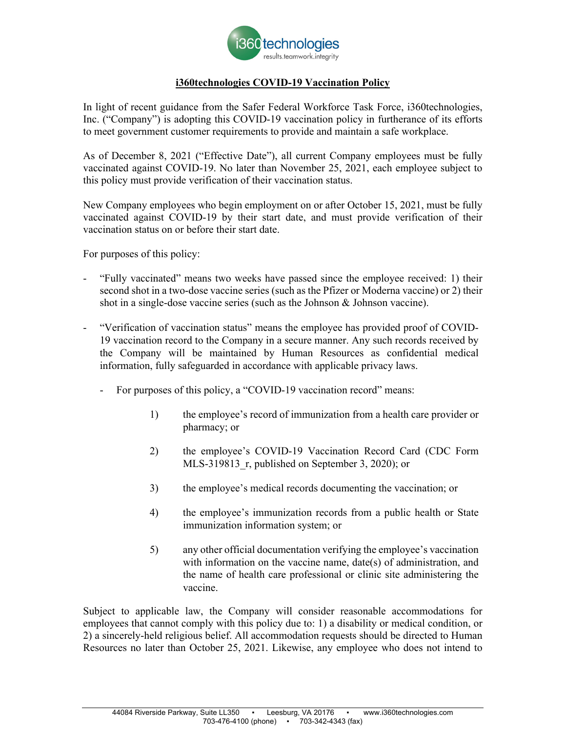**i360technologies COVID-19 Vaccination Policy**

In light of recent guidance from the Safer Federal Workforce Task Force, i360technologies, Inc. ("Company") is adopting this COVID-19 vaccination policy in furtherance of its efforts to meet government customer requirements to provide and maintain a safe workplace.

As of December 8, 2021 ("Effective Date"), all current Company employees must be fully vaccinated against COVID-19. No later than November 25, 2021, each employee subject to this policy must provide verification of their vaccination status.

New Company employees who begin employment on or after October 15, 2021, must be fully vaccinated against COVID-19 by their start date, and must provide verification of their vaccination status on or before their start date.

For purposes of this policy:

- "Fully vaccinated" means two weeks have passed since the employee received: 1) their second shot in a two-dose vaccine series (such as the Pfizer or Moderna vaccine) or 2) their shot in a single-dose vaccine series (such as the Johnson & Johnson vaccine).

- "Verification of vaccination status" means the employee has provided proof of COVID-19 vaccination record to the Company in a secure manner. Any such records received by the Company will be maintained by Human Resources as confidential medical information, fully safeguarded in accordance with applicable privacy laws.

  - For purposes of this policy, a "COVID-19 vaccination record" means:

    1) the employee's record of immunization from a health care provider or pharmacy; or

    2) the employee's COVID-19 Vaccination Record Card (CDC Form MLS-319813_r, published on September 3, 2020); or

    3) the employee's medical records documenting the vaccination; or

    4) the employee's immunization records from a public health or State immunization information system; or

    5) any other official documentation verifying the employee's vaccination with information on the vaccine name, date(s) of administration, and the name of health care professional or clinic site administering the vaccine.

Subject to applicable law, the Company will consider reasonable accommodations for employees that cannot comply with this policy due to: 1) a disability or medical condition, or 2) a sincerely-held religious belief. All accommodation requests should be directed to Human Resources no later than October 25, 2021. Likewise, any employee who does not intend to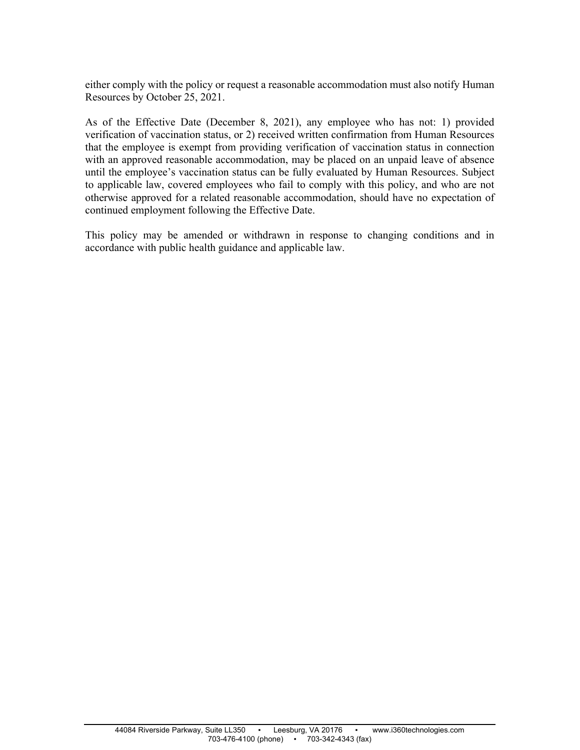either comply with the policy or request a reasonable accommodation must also notify Human Resources by October 25, 2021.

As of the Effective Date (December 8, 2021), any employee who has not: 1) provided verification of vaccination status, or 2) received written confirmation from Human Resources that the employee is exempt from providing verification of vaccination status in connection with an approved reasonable accommodation, may be placed on an unpaid leave of absence until the employee's vaccination status can be fully evaluated by Human Resources. Subject to applicable law, covered employees who fail to comply with this policy, and who are not otherwise approved for a related reasonable accommodation, should have no expectation of continued employment following the Effective Date.

This policy may be amended or withdrawn in response to changing conditions and in accordance with public health guidance and applicable law.